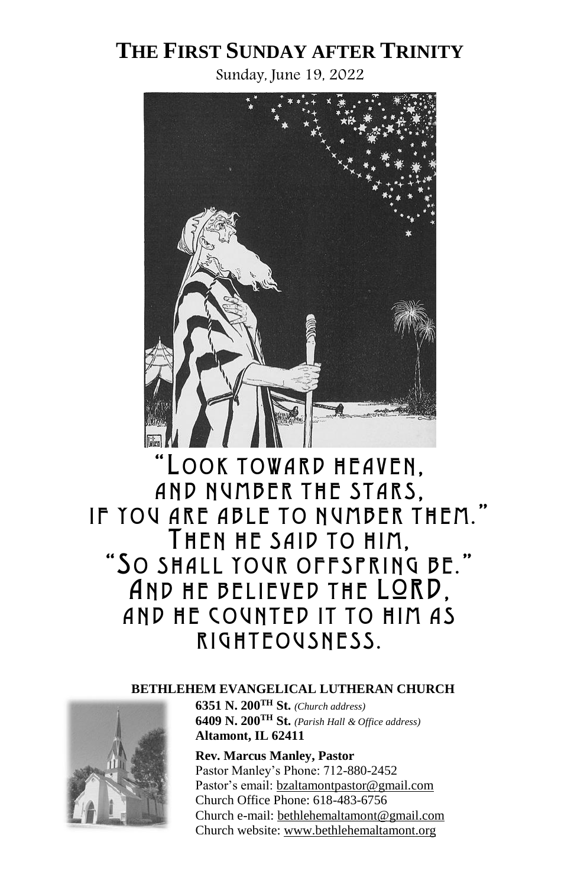# THE FIRST SUNDAY AFTER TRINITY

Sunday, June 19, 2022

"Look toward heaven,
and number the stars,
if you are able to number them."
Then he said to him,
"So shall your offspring be."
And he believed the LORD,
and he counted it to him as
righteousness.

**BETHLEHEM EVANGELICAL LUTHERAN CHURCH**

**6351 N. 200TH St.** *(Church address)*
**6409 N. 200TH St.** *(Parish Hall & Office address)*
**Altamont, IL 62411**

**Rev. Marcus Manley, Pastor**
Pastor Manley's Phone: 712-880-2452
Pastor's email: bzaltamontpastor@gmail.com
Church Office Phone: 618-483-6756
Church e-mail: bethlehemaltamont@gmail.com
Church website: www.bethlehemaltamont.org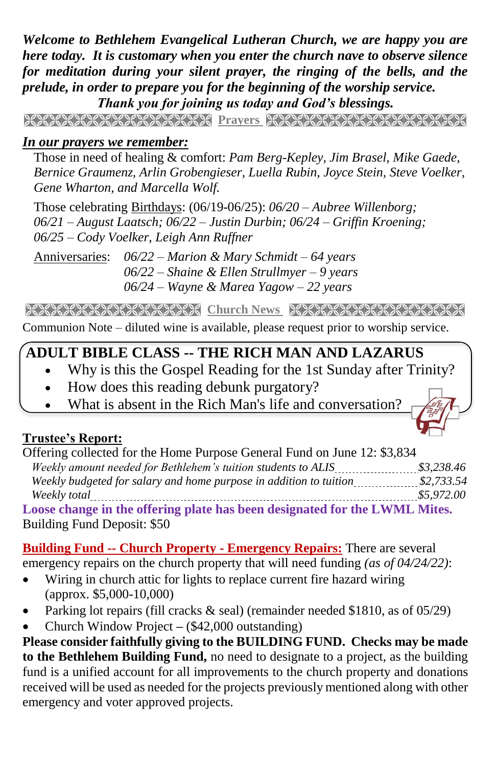***Welcome to Bethlehem Evangelical Lutheran Church, we are happy you are here today. It is customary when you enter the church nave to observe silence for meditation during your silent prayer, the ringing of the bells, and the prelude, in order to prepare you for the beginning of the worship service.***

***Thank you for joining us today and God's blessings.***

## Prayers

***In our prayers we remember:***

Those in need of healing & comfort: *Pam Berg-Kepley, Jim Brasel, Mike Gaede, Bernice Graumenz, Arlin Grobengieser, Luella Rubin, Joyce Stein, Steve Voelker, Gene Wharton, and Marcella Wolf.*

Those celebrating Birthdays: (06/19-06/25): *06/20 – Aubree Willenborg; 06/21 – August Laatsch; 06/22 – Justin Durbin; 06/24 – Griffin Kroening; 06/25 – Cody Voelker, Leigh Ann Ruffner*

Anniversaries: *06/22 – Marion & Mary Schmidt – 64 years*
*06/22 – Shaine & Ellen Strullmyer – 9 years*
*06/24 – Wayne & Marea Yagow – 22 years*

## Church News

Communion Note – diluted wine is available, please request prior to worship service.

**ADULT BIBLE CLASS -- THE RICH MAN AND LAZARUS**

- Why is this the Gospel Reading for the 1st Sunday after Trinity?
- How does this reading debunk purgatory?
- What is absent in the Rich Man's life and conversation?

**Trustee's Report:**

Offering collected for the Home Purpose General Fund on June 12: $3,834

*Weekly amount needed for Bethlehem's tuition students to ALIS* ........ *$3,238.46*
*Weekly budgeted for salary and home purpose in addition to tuition* ........ *$2,733.54*
*Weekly total* ........ *$5,972.00*

**Loose change in the offering plate has been designated for the LWML Mites.**

Building Fund Deposit: $50

**Building Fund -- Church Property - Emergency Repairs:** There are several emergency repairs on the church property that will need funding *(as of 04/24/22)*:

- Wiring in church attic for lights to replace current fire hazard wiring (approx. $5,000-10,000)
- Parking lot repairs (fill cracks & seal) (remainder needed $1810, as of 05/29)
- Church Window Project – ($42,000 outstanding)

**Please consider faithfully giving to the BUILDING FUND. Checks may be made to the Bethlehem Building Fund,** no need to designate to a project, as the building fund is a unified account for all improvements to the church property and donations received will be used as needed for the projects previously mentioned along with other emergency and voter approved projects.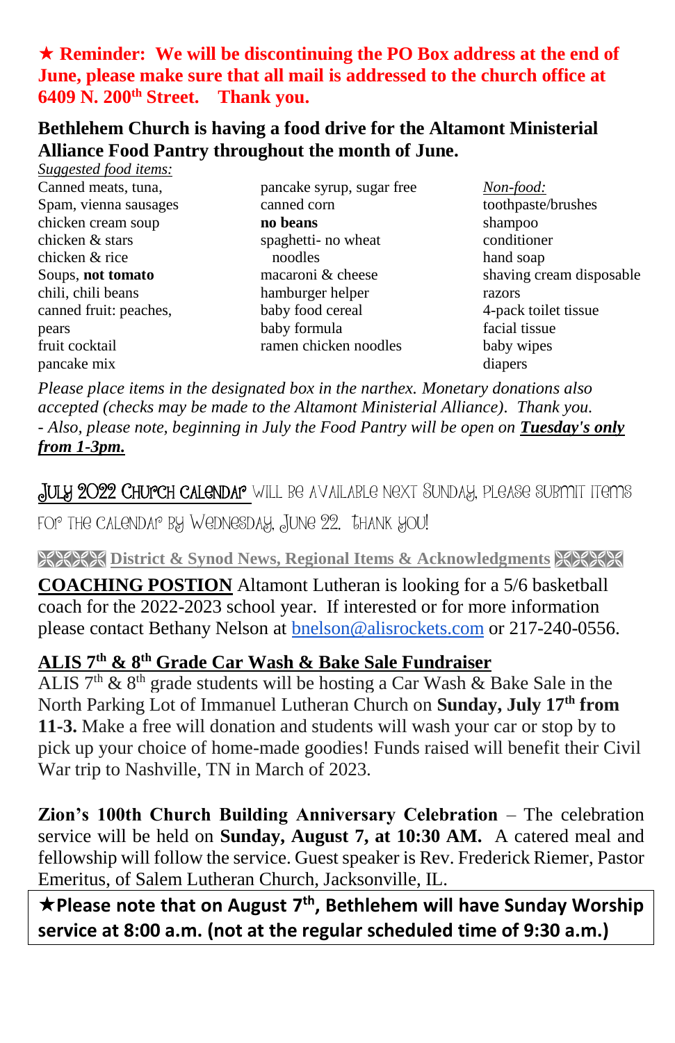**★ Reminder: We will be discontinuing the PO Box address at the end of June, please make sure that all mail is addressed to the church office at 6409 N. 200th Street. Thank you.**

**Bethlehem Church is having a food drive for the Altamont Ministerial Alliance Food Pantry throughout the month of June.**

*Suggested food items:*

Canned meats, tuna,
Spam, vienna sausages
chicken cream soup
chicken & stars
chicken & rice
Soups, **not tomato**
chili, chili beans
canned fruit: peaches, pears
fruit cocktail
pancake mix
pancake syrup, sugar free
canned corn
**no beans**
spaghetti- no wheat noodles
macaroni & cheese
hamburger helper
baby food cereal
baby formula
ramen chicken noodles

*Non-food:*

toothpaste/brushes
shampoo
conditioner
hand soap
shaving cream disposable razors
4-pack toilet tissue
facial tissue
baby wipes
diapers

*Please place items in the designated box in the narthex. Monetary donations also accepted (checks may be made to the Altamont Ministerial Alliance). Thank you.*
*- Also, please note, beginning in July the Food Pantry will be open on **Tuesday's only from 1-3pm.***

JULY 2022 CHURCH CALENDAR WILL BE AVAILABLE NEXT SUNDAY. PLEASE SUBMIT ITEMS FOR THE CALENDAR BY WEDNESDAY, JUNE 22. THANK YOU!

**District & Synod News, Regional Items & Acknowledgments**

**COACHING POSTION** Altamont Lutheran is looking for a 5/6 basketball coach for the 2022-2023 school year. If interested or for more information please contact Bethany Nelson at bnelson@alisrockets.com or 217-240-0556.

**ALIS 7th & 8th Grade Car Wash & Bake Sale Fundraiser**
ALIS 7th & 8th grade students will be hosting a Car Wash & Bake Sale in the North Parking Lot of Immanuel Lutheran Church on **Sunday, July 17th from 11-3.** Make a free will donation and students will wash your car or stop by to pick up your choice of home-made goodies! Funds raised will benefit their Civil War trip to Nashville, TN in March of 2023.

**Zion's 100th Church Building Anniversary Celebration** – The celebration service will be held on **Sunday, August 7, at 10:30 AM.** A catered meal and fellowship will follow the service. Guest speaker is Rev. Frederick Riemer, Pastor Emeritus, of Salem Lutheran Church, Jacksonville, IL.

**★Please note that on August 7th, Bethlehem will have Sunday Worship service at 8:00 a.m. (not at the regular scheduled time of 9:30 a.m.)**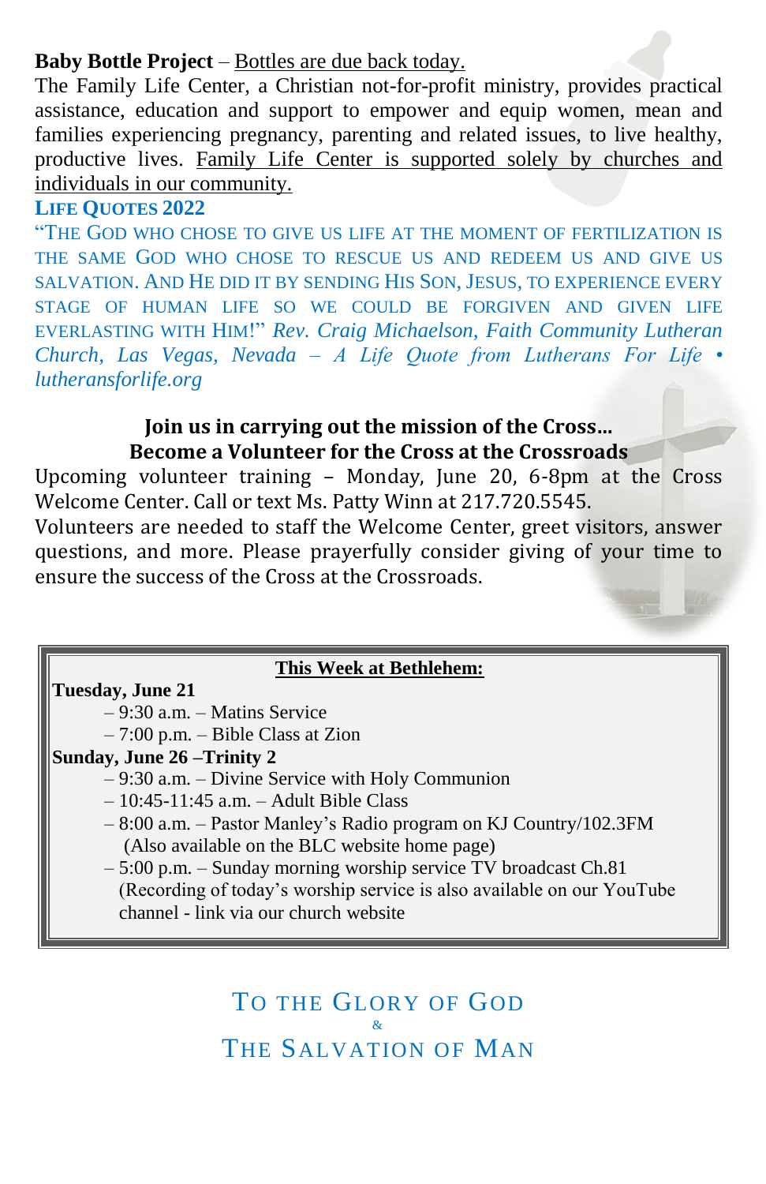**Baby Bottle Project** – Bottles are due back today.

The Family Life Center, a Christian not-for-profit ministry, provides practical assistance, education and support to empower and equip women, mean and families experiencing pregnancy, parenting and related issues, to live healthy, productive lives. Family Life Center is supported solely by churches and individuals in our community.

**LIFE QUOTES 2022**

"THE GOD WHO CHOSE TO GIVE US LIFE AT THE MOMENT OF FERTILIZATION IS THE SAME GOD WHO CHOSE TO RESCUE US AND REDEEM US AND GIVE US SALVATION. AND HE DID IT BY SENDING HIS SON, JESUS, TO EXPERIENCE EVERY STAGE OF HUMAN LIFE SO WE COULD BE FORGIVEN AND GIVEN LIFE EVERLASTING WITH HIM!" *Rev. Craig Michaelson, Faith Community Lutheran Church, Las Vegas, Nevada – A Life Quote from Lutherans For Life • lutheransforlife.org*

**Join us in carrying out the mission of the Cross…**
**Become a Volunteer for the Cross at the Crossroads**

Upcoming volunteer training – Monday, June 20, 6-8pm at the Cross Welcome Center. Call or text Ms. Patty Winn at 217.720.5545.

Volunteers are needed to staff the Welcome Center, greet visitors, answer questions, and more. Please prayerfully consider giving of your time to ensure the success of the Cross at the Crossroads.

**This Week at Bethlehem:**

**Tuesday, June 21**
- 9:30 a.m. – Matins Service
- 7:00 p.m. – Bible Class at Zion

**Sunday, June 26 –Trinity 2**
- 9:30 a.m. – Divine Service with Holy Communion
- 10:45-11:45 a.m. – Adult Bible Class
- 8:00 a.m. – Pastor Manley's Radio program on KJ Country/102.3FM (Also available on the BLC website home page)
- 5:00 p.m. – Sunday morning worship service TV broadcast Ch.81 (Recording of today's worship service is also available on our YouTube channel - link via our church website

TO THE GLORY OF GOD
&
THE SALVATION OF MAN